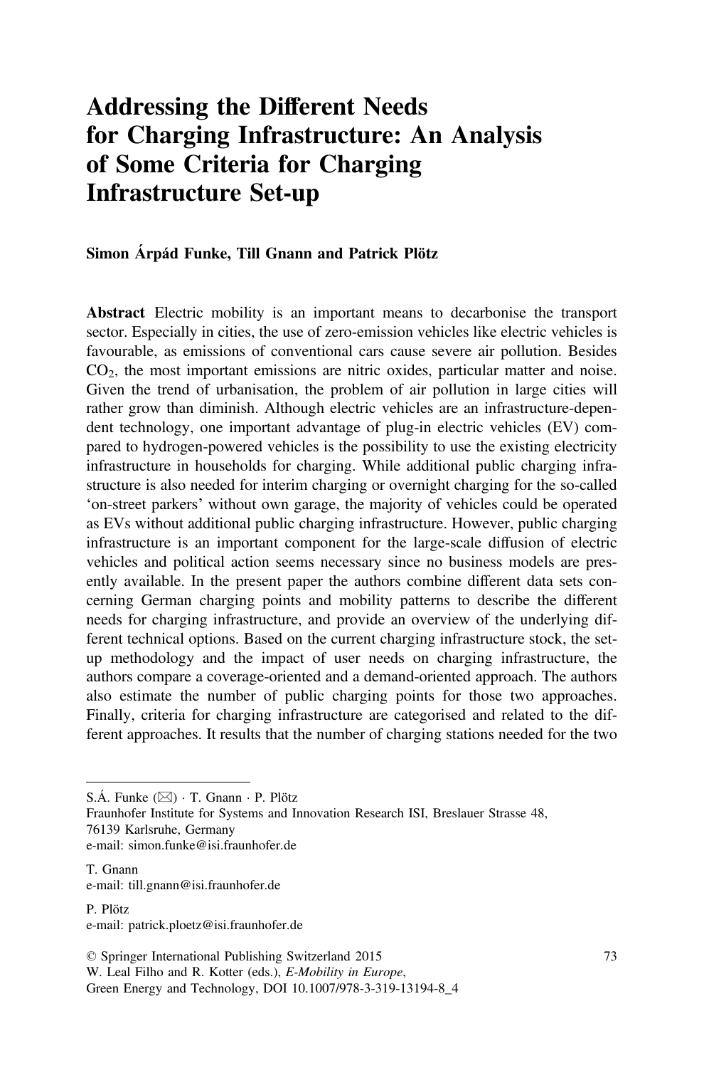# Addressing the Different Needs for Charging Infrastructure: An Analysis of Some Criteria for Charging Infrastructure Set-up

**Simon Árpád Funke, Till Gnann and Patrick Plötz**

**Abstract** Electric mobility is an important means to decarbonise the transport sector. Especially in cities, the use of zero-emission vehicles like electric vehicles is favourable, as emissions of conventional cars cause severe air pollution. Besides $CO_2$, the most important emissions are nitric oxides, particular matter and noise. Given the trend of urbanisation, the problem of air pollution in large cities will rather grow than diminish. Although electric vehicles are an infrastructure-dependent technology, one important advantage of plug-in electric vehicles (EV) compared to hydrogen-powered vehicles is the possibility to use the existing electricity infrastructure in households for charging. While additional public charging infrastructure is also needed for interim charging or overnight charging for the so-called 'on-street parkers' without own garage, the majority of vehicles could be operated as EVs without additional public charging infrastructure. However, public charging infrastructure is an important component for the large-scale diffusion of electric vehicles and political action seems necessary since no business models are presently available. In the present paper the authors combine different data sets concerning German charging points and mobility patterns to describe the different needs for charging infrastructure, and provide an overview of the underlying different technical options. Based on the current charging infrastructure stock, the set-up methodology and the impact of user needs on charging infrastructure, the authors compare a coverage-oriented and a demand-oriented approach. The authors also estimate the number of public charging points for those two approaches. Finally, criteria for charging infrastructure are categorised and related to the different approaches. It results that the number of charging stations needed for the two

---

S.Á. Funke (✉) · T. Gnann · P. Plötz
Fraunhofer Institute for Systems and Innovation Research ISI, Breslauer Strasse 48, 76139 Karlsruhe, Germany
e-mail: simon.funke@isi.fraunhofer.de

T. Gnann
e-mail: till.gnann@isi.fraunhofer.de

P. Plötz
e-mail: patrick.ploetz@isi.fraunhofer.de

© Springer International Publishing Switzerland 2015
W. Leal Filho and R. Kotter (eds.), *E-Mobility in Europe*,
Green Energy and Technology, DOI 10.1007/978-3-319-13194-8_4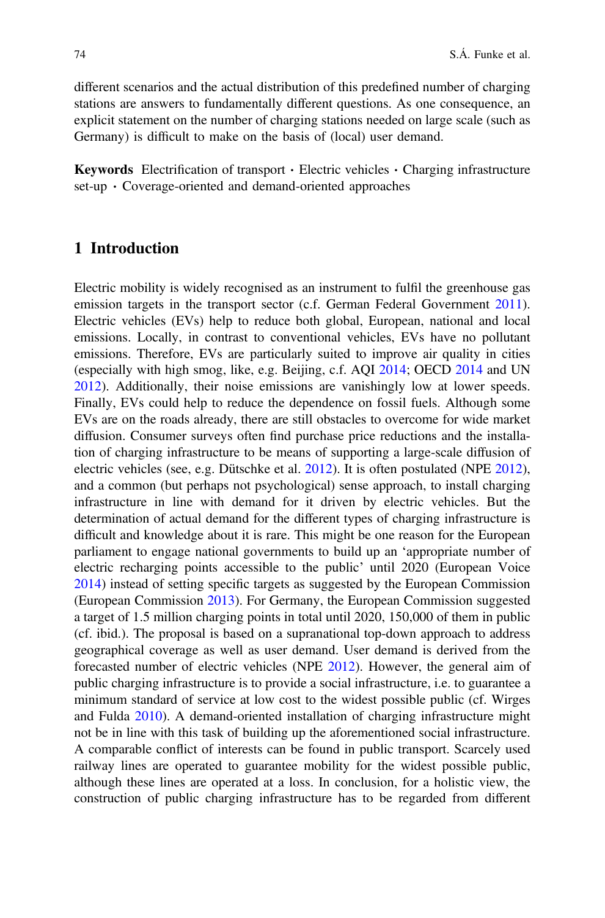different scenarios and the actual distribution of this predefined number of charging stations are answers to fundamentally different questions. As one consequence, an explicit statement on the number of charging stations needed on large scale (such as Germany) is difficult to make on the basis of (local) user demand.

**Keywords** Electrification of transport · Electric vehicles · Charging infrastructure set-up · Coverage-oriented and demand-oriented approaches

## 1 Introduction

Electric mobility is widely recognised as an instrument to fulfil the greenhouse gas emission targets in the transport sector (c.f. German Federal Government 2011). Electric vehicles (EVs) help to reduce both global, European, national and local emissions. Locally, in contrast to conventional vehicles, EVs have no pollutant emissions. Therefore, EVs are particularly suited to improve air quality in cities (especially with high smog, like, e.g. Beijing, c.f. AQI 2014; OECD 2014 and UN 2012). Additionally, their noise emissions are vanishingly low at lower speeds. Finally, EVs could help to reduce the dependence on fossil fuels. Although some EVs are on the roads already, there are still obstacles to overcome for wide market diffusion. Consumer surveys often find purchase price reductions and the installation of charging infrastructure to be means of supporting a large-scale diffusion of electric vehicles (see, e.g. Dütschke et al. 2012). It is often postulated (NPE 2012), and a common (but perhaps not psychological) sense approach, to install charging infrastructure in line with demand for it driven by electric vehicles. But the determination of actual demand for the different types of charging infrastructure is difficult and knowledge about it is rare. This might be one reason for the European parliament to engage national governments to build up an 'appropriate number of electric recharging points accessible to the public' until 2020 (European Voice 2014) instead of setting specific targets as suggested by the European Commission (European Commission 2013). For Germany, the European Commission suggested a target of 1.5 million charging points in total until 2020, 150,000 of them in public (cf. ibid.). The proposal is based on a supranational top-down approach to address geographical coverage as well as user demand. User demand is derived from the forecasted number of electric vehicles (NPE 2012). However, the general aim of public charging infrastructure is to provide a social infrastructure, i.e. to guarantee a minimum standard of service at low cost to the widest possible public (cf. Wirges and Fulda 2010). A demand-oriented installation of charging infrastructure might not be in line with this task of building up the aforementioned social infrastructure. A comparable conflict of interests can be found in public transport. Scarcely used railway lines are operated to guarantee mobility for the widest possible public, although these lines are operated at a loss. In conclusion, for a holistic view, the construction of public charging infrastructure has to be regarded from different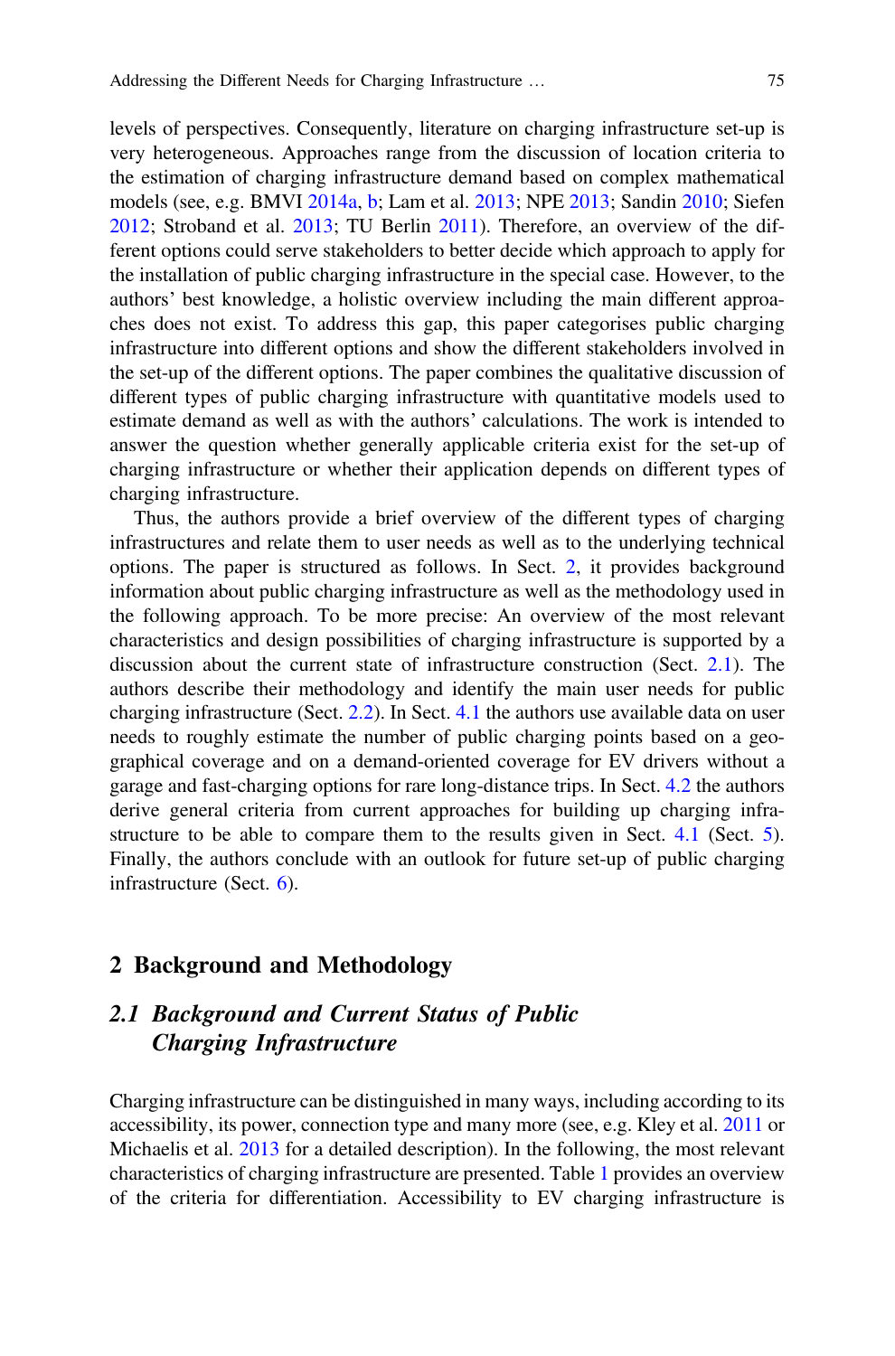levels of perspectives. Consequently, literature on charging infrastructure set-up is very heterogeneous. Approaches range from the discussion of location criteria to the estimation of charging infrastructure demand based on complex mathematical models (see, e.g. BMVI 2014a, b; Lam et al. 2013; NPE 2013; Sandin 2010; Siefen 2012; Stroband et al. 2013; TU Berlin 2011). Therefore, an overview of the different options could serve stakeholders to better decide which approach to apply for the installation of public charging infrastructure in the special case. However, to the authors' best knowledge, a holistic overview including the main different approaches does not exist. To address this gap, this paper categorises public charging infrastructure into different options and show the different stakeholders involved in the set-up of the different options. The paper combines the qualitative discussion of different types of public charging infrastructure with quantitative models used to estimate demand as well as with the authors' calculations. The work is intended to answer the question whether generally applicable criteria exist for the set-up of charging infrastructure or whether their application depends on different types of charging infrastructure.

Thus, the authors provide a brief overview of the different types of charging infrastructures and relate them to user needs as well as to the underlying technical options. The paper is structured as follows. In Sect. 2, it provides background information about public charging infrastructure as well as the methodology used in the following approach. To be more precise: An overview of the most relevant characteristics and design possibilities of charging infrastructure is supported by a discussion about the current state of infrastructure construction (Sect. 2.1). The authors describe their methodology and identify the main user needs for public charging infrastructure (Sect. 2.2). In Sect. 4.1 the authors use available data on user needs to roughly estimate the number of public charging points based on a geographical coverage and on a demand-oriented coverage for EV drivers without a garage and fast-charging options for rare long-distance trips. In Sect. 4.2 the authors derive general criteria from current approaches for building up charging infrastructure to be able to compare them to the results given in Sect. 4.1 (Sect. 5). Finally, the authors conclude with an outlook for future set-up of public charging infrastructure (Sect. 6).

## 2 Background and Methodology

### *2.1 Background and Current Status of Public Charging Infrastructure*

Charging infrastructure can be distinguished in many ways, including according to its accessibility, its power, connection type and many more (see, e.g. Kley et al. 2011 or Michaelis et al. 2013 for a detailed description). In the following, the most relevant characteristics of charging infrastructure are presented. Table 1 provides an overview of the criteria for differentiation. Accessibility to EV charging infrastructure is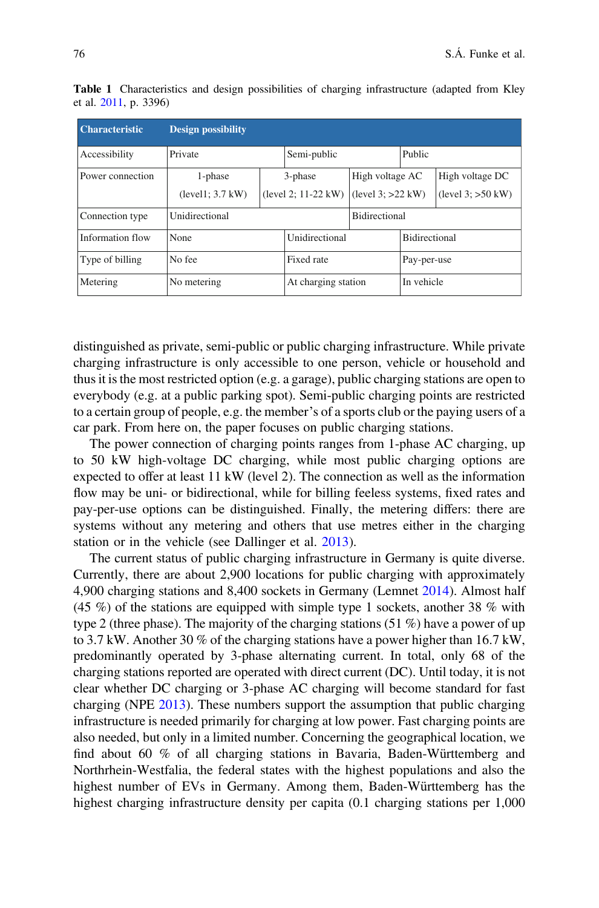**Table 1** Characteristics and design possibilities of charging infrastructure (adapted from Kley et al. 2011, p. 3396)

| Characteristic | Design possibility | | | |
|---|---|---|---|---|
| Accessibility | Private | | Semi-public | Public |
| Power connection | 1-phase (level1; 3.7 kW) | 3-phase (level 2; 11-22 kW) | High voltage AC (level 3; >22 kW) | High voltage DC (level 3; >50 kW) |
| Connection type | Unidirectional | | Bidirectional | |
| Information flow | None | | Unidirectional | Bidirectional |
| Type of billing | No fee | | Fixed rate | Pay-per-use |
| Metering | No metering | | At charging station | In vehicle |

distinguished as private, semi-public or public charging infrastructure. While private charging infrastructure is only accessible to one person, vehicle or household and thus it is the most restricted option (e.g. a garage), public charging stations are open to everybody (e.g. at a public parking spot). Semi-public charging points are restricted to a certain group of people, e.g. the member's of a sports club or the paying users of a car park. From here on, the paper focuses on public charging stations.

The power connection of charging points ranges from 1-phase AC charging, up to 50 kW high-voltage DC charging, while most public charging options are expected to offer at least 11 kW (level 2). The connection as well as the information flow may be uni- or bidirectional, while for billing feeless systems, fixed rates and pay-per-use options can be distinguished. Finally, the metering differs: there are systems without any metering and others that use metres either in the charging station or in the vehicle (see Dallinger et al. 2013).

The current status of public charging infrastructure in Germany is quite diverse. Currently, there are about 2,900 locations for public charging with approximately 4,900 charging stations and 8,400 sockets in Germany (Lemnet 2014). Almost half (45 %) of the stations are equipped with simple type 1 sockets, another 38 % with type 2 (three phase). The majority of the charging stations (51 %) have a power of up to 3.7 kW. Another 30 % of the charging stations have a power higher than 16.7 kW, predominantly operated by 3-phase alternating current. In total, only 68 of the charging stations reported are operated with direct current (DC). Until today, it is not clear whether DC charging or 3-phase AC charging will become standard for fast charging (NPE 2013). These numbers support the assumption that public charging infrastructure is needed primarily for charging at low power. Fast charging points are also needed, but only in a limited number. Concerning the geographical location, we find about 60 % of all charging stations in Bavaria, Baden-Württemberg and Northrhein-Westfalia, the federal states with the highest populations and also the highest number of EVs in Germany. Among them, Baden-Württemberg has the highest charging infrastructure density per capita (0.1 charging stations per 1,000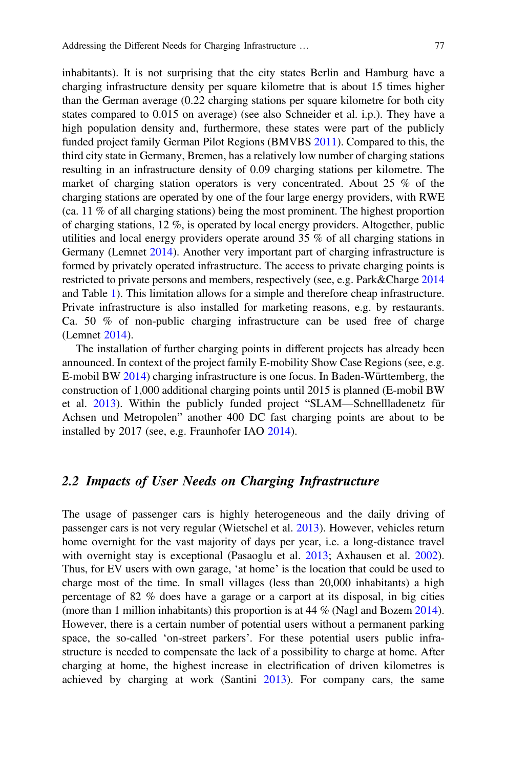inhabitants). It is not surprising that the city states Berlin and Hamburg have a charging infrastructure density per square kilometre that is about 15 times higher than the German average (0.22 charging stations per square kilometre for both city states compared to 0.015 on average) (see also Schneider et al. i.p.). They have a high population density and, furthermore, these states were part of the publicly funded project family German Pilot Regions (BMVBS 2011). Compared to this, the third city state in Germany, Bremen, has a relatively low number of charging stations resulting in an infrastructure density of 0.09 charging stations per kilometre. The market of charging station operators is very concentrated. About 25 % of the charging stations are operated by one of the four large energy providers, with RWE (ca. 11 % of all charging stations) being the most prominent. The highest proportion of charging stations, 12 %, is operated by local energy providers. Altogether, public utilities and local energy providers operate around 35 % of all charging stations in Germany (Lemnet 2014). Another very important part of charging infrastructure is formed by privately operated infrastructure. The access to private charging points is restricted to private persons and members, respectively (see, e.g. Park&Charge 2014 and Table 1). This limitation allows for a simple and therefore cheap infrastructure. Private infrastructure is also installed for marketing reasons, e.g. by restaurants. Ca. 50 % of non-public charging infrastructure can be used free of charge (Lemnet 2014).

The installation of further charging points in different projects has already been announced. In context of the project family E-mobility Show Case Regions (see, e.g. E-mobil BW 2014) charging infrastructure is one focus. In Baden-Württemberg, the construction of 1,000 additional charging points until 2015 is planned (E-mobil BW et al. 2013). Within the publicly funded project "SLAM—Schnellladenetz für Achsen und Metropolen" another 400 DC fast charging points are about to be installed by 2017 (see, e.g. Fraunhofer IAO 2014).

## *2.2 Impacts of User Needs on Charging Infrastructure*

The usage of passenger cars is highly heterogeneous and the daily driving of passenger cars is not very regular (Wietschel et al. 2013). However, vehicles return home overnight for the vast majority of days per year, i.e. a long-distance travel with overnight stay is exceptional (Pasaoglu et al. 2013; Axhausen et al. 2002). Thus, for EV users with own garage, 'at home' is the location that could be used to charge most of the time. In small villages (less than 20,000 inhabitants) a high percentage of 82 % does have a garage or a carport at its disposal, in big cities (more than 1 million inhabitants) this proportion is at 44 % (Nagl and Bozem 2014). However, there is a certain number of potential users without a permanent parking space, the so-called 'on-street parkers'. For these potential users public infrastructure is needed to compensate the lack of a possibility to charge at home. After charging at home, the highest increase in electrification of driven kilometres is achieved by charging at work (Santini 2013). For company cars, the same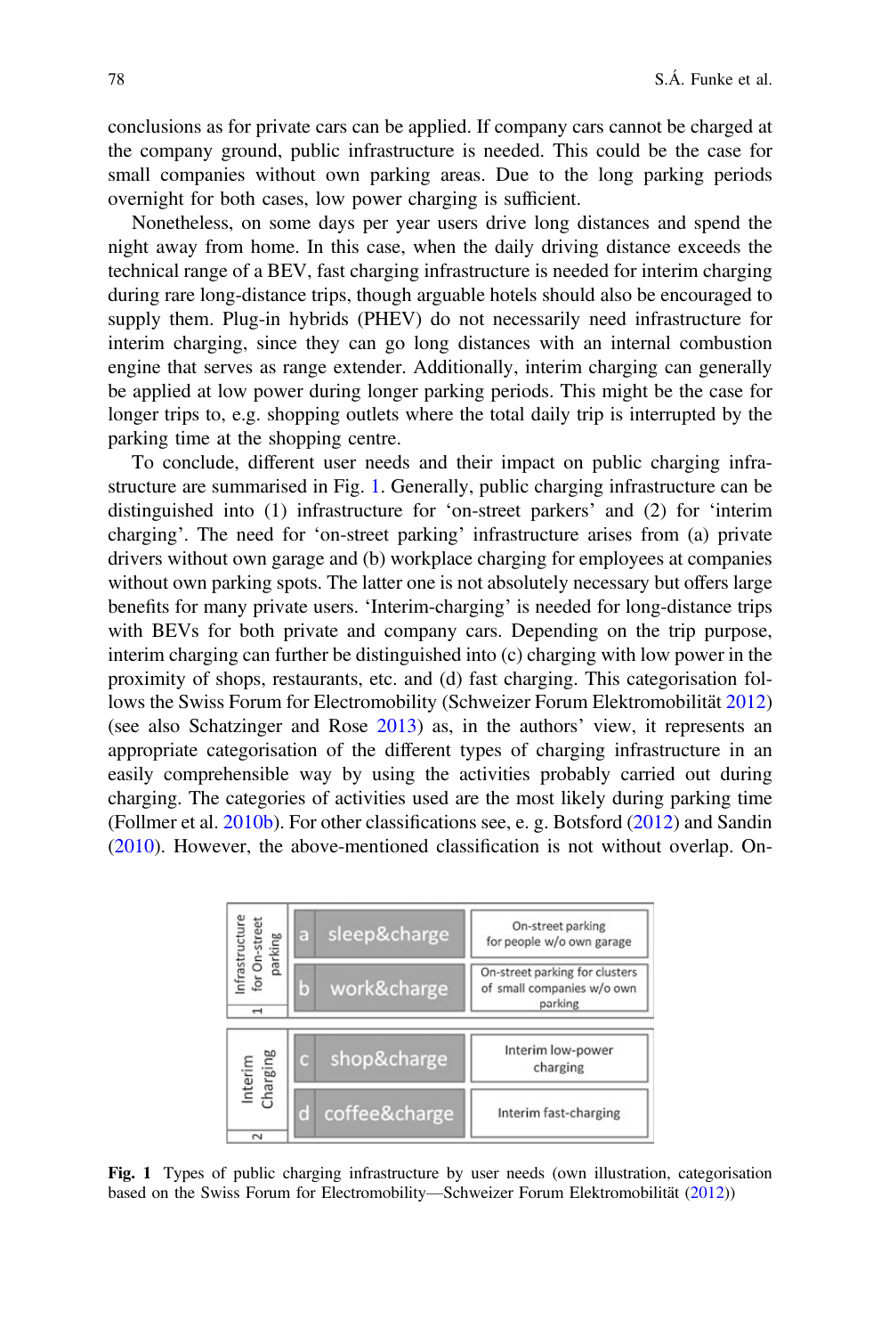conclusions as for private cars can be applied. If company cars cannot be charged at the company ground, public infrastructure is needed. This could be the case for small companies without own parking areas. Due to the long parking periods overnight for both cases, low power charging is sufficient.

Nonetheless, on some days per year users drive long distances and spend the night away from home. In this case, when the daily driving distance exceeds the technical range of a BEV, fast charging infrastructure is needed for interim charging during rare long-distance trips, though arguable hotels should also be encouraged to supply them. Plug-in hybrids (PHEV) do not necessarily need infrastructure for interim charging, since they can go long distances with an internal combustion engine that serves as range extender. Additionally, interim charging can generally be applied at low power during longer parking periods. This might be the case for longer trips to, e.g. shopping outlets where the total daily trip is interrupted by the parking time at the shopping centre.

To conclude, different user needs and their impact on public charging infrastructure are summarised in Fig. 1. Generally, public charging infrastructure can be distinguished into (1) infrastructure for 'on-street parkers' and (2) for 'interim charging'. The need for 'on-street parking' infrastructure arises from (a) private drivers without own garage and (b) workplace charging for employees at companies without own parking spots. The latter one is not absolutely necessary but offers large benefits for many private users. 'Interim-charging' is needed for long-distance trips with BEVs for both private and company cars. Depending on the trip purpose, interim charging can further be distinguished into (c) charging with low power in the proximity of shops, restaurants, etc. and (d) fast charging. This categorisation follows the Swiss Forum for Electromobility (Schweizer Forum Elektromobilität 2012) (see also Schatzinger and Rose 2013) as, in the authors' view, it represents an appropriate categorisation of the different types of charging infrastructure in an easily comprehensible way by using the activities probably carried out during charging. The categories of activities used are the most likely during parking time (Follmer et al. 2010b). For other classifications see, e. g. Botsford (2012) and Sandin (2010). However, the above-mentioned classification is not without overlap. On-

1 Infrastructure for On-street parking

a sleep&charge — On-street parking for people w/o own garage

b work&charge — On-street parking for clusters of small companies w/o own parking

2 Interim Charging

c shop&charge — Interim low-power charging

d coffee&charge — Interim fast-charging

**Fig. 1** Types of public charging infrastructure by user needs (own illustration, categorisation based on the Swiss Forum for Electromobility—Schweizer Forum Elektromobilität (2012))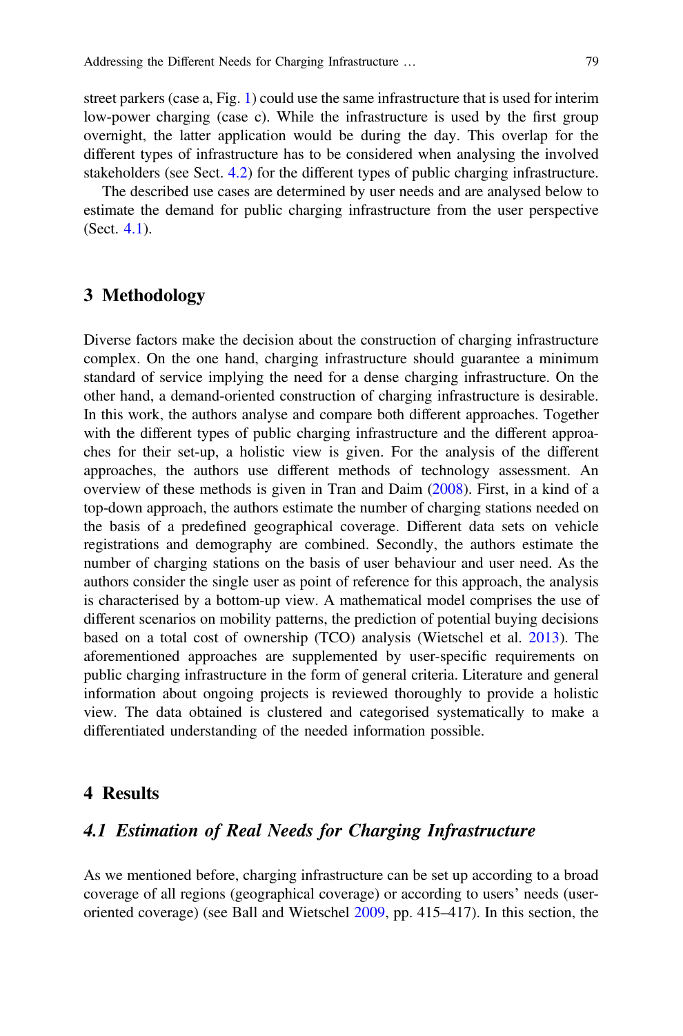street parkers (case a, Fig. 1) could use the same infrastructure that is used for interim low-power charging (case c). While the infrastructure is used by the first group overnight, the latter application would be during the day. This overlap for the different types of infrastructure has to be considered when analysing the involved stakeholders (see Sect. 4.2) for the different types of public charging infrastructure.

The described use cases are determined by user needs and are analysed below to estimate the demand for public charging infrastructure from the user perspective (Sect. 4.1).

## 3 Methodology

Diverse factors make the decision about the construction of charging infrastructure complex. On the one hand, charging infrastructure should guarantee a minimum standard of service implying the need for a dense charging infrastructure. On the other hand, a demand-oriented construction of charging infrastructure is desirable. In this work, the authors analyse and compare both different approaches. Together with the different types of public charging infrastructure and the different approaches for their set-up, a holistic view is given. For the analysis of the different approaches, the authors use different methods of technology assessment. An overview of these methods is given in Tran and Daim (2008). First, in a kind of a top-down approach, the authors estimate the number of charging stations needed on the basis of a predefined geographical coverage. Different data sets on vehicle registrations and demography are combined. Secondly, the authors estimate the number of charging stations on the basis of user behaviour and user need. As the authors consider the single user as point of reference for this approach, the analysis is characterised by a bottom-up view. A mathematical model comprises the use of different scenarios on mobility patterns, the prediction of potential buying decisions based on a total cost of ownership (TCO) analysis (Wietschel et al. 2013). The aforementioned approaches are supplemented by user-specific requirements on public charging infrastructure in the form of general criteria. Literature and general information about ongoing projects is reviewed thoroughly to provide a holistic view. The data obtained is clustered and categorised systematically to make a differentiated understanding of the needed information possible.

## 4 Results

### *4.1 Estimation of Real Needs for Charging Infrastructure*

As we mentioned before, charging infrastructure can be set up according to a broad coverage of all regions (geographical coverage) or according to users' needs (user-oriented coverage) (see Ball and Wietschel 2009, pp. 415–417). In this section, the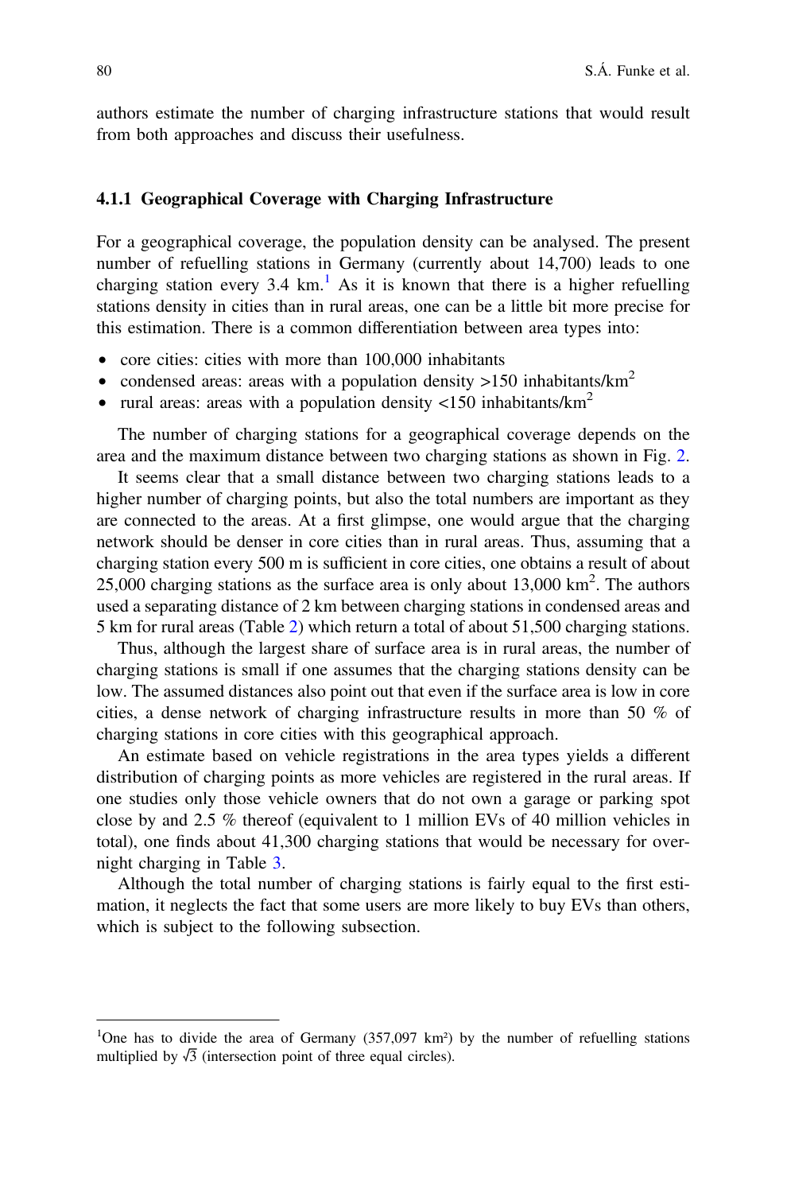authors estimate the number of charging infrastructure stations that would result from both approaches and discuss their usefulness.

### 4.1.1 Geographical Coverage with Charging Infrastructure

For a geographical coverage, the population density can be analysed. The present number of refuelling stations in Germany (currently about 14,700) leads to one charging station every 3.4 km.[1] As it is known that there is a higher refuelling stations density in cities than in rural areas, one can be a little bit more precise for this estimation. There is a common differentiation between area types into:

- core cities: cities with more than 100,000 inhabitants
- condensed areas: areas with a population density >150 inhabitants/km$^2$
- rural areas: areas with a population density <150 inhabitants/km$^2$

The number of charging stations for a geographical coverage depends on the area and the maximum distance between two charging stations as shown in Fig. 2.

It seems clear that a small distance between two charging stations leads to a higher number of charging points, but also the total numbers are important as they are connected to the areas. At a first glimpse, one would argue that the charging network should be denser in core cities than in rural areas. Thus, assuming that a charging station every 500 m is sufficient in core cities, one obtains a result of about 25,000 charging stations as the surface area is only about 13,000 km$^2$. The authors used a separating distance of 2 km between charging stations in condensed areas and 5 km for rural areas (Table 2) which return a total of about 51,500 charging stations.

Thus, although the largest share of surface area is in rural areas, the number of charging stations is small if one assumes that the charging stations density can be low. The assumed distances also point out that even if the surface area is low in core cities, a dense network of charging infrastructure results in more than 50 % of charging stations in core cities with this geographical approach.

An estimate based on vehicle registrations in the area types yields a different distribution of charging points as more vehicles are registered in the rural areas. If one studies only those vehicle owners that do not own a garage or parking spot close by and 2.5 % thereof (equivalent to 1 million EVs of 40 million vehicles in total), one finds about 41,300 charging stations that would be necessary for overnight charging in Table 3.

Although the total number of charging stations is fairly equal to the first estimation, it neglects the fact that some users are more likely to buy EVs than others, which is subject to the following subsection.

---

[1] One has to divide the area of Germany (357,097 km²) by the number of refuelling stations multiplied by $\sqrt{3}$ (intersection point of three equal circles).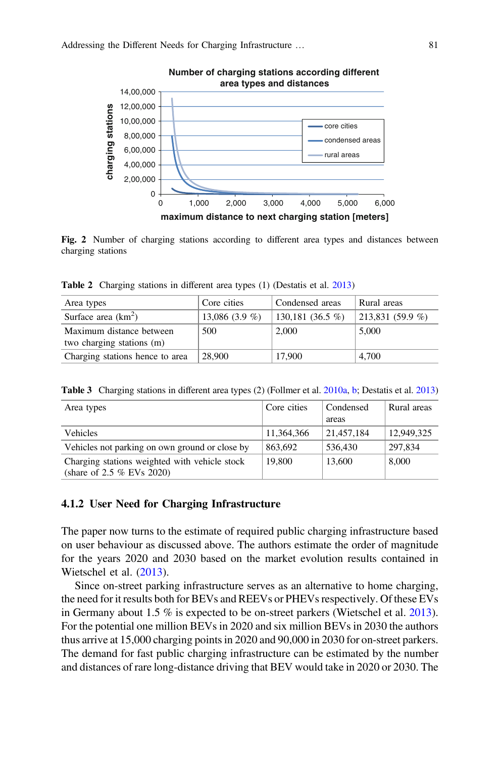Fig. 2 Number of charging stations according to different area types and distances between charging stations

Table 2 Charging stations in different area types (1) (Destatis et al. 2013)

| Area types | Core cities | Condensed areas | Rural areas |
|---|---|---|---|
| Surface area (km$^2$) | 13,086 (3.9 %) | 130,181 (36.5 %) | 213,831 (59.9 %) |
| Maximum distance between two charging stations (m) | 500 | 2,000 | 5,000 |
| Charging stations hence to area | 28,900 | 17,900 | 4,700 |

Table 3 Charging stations in different area types (2) (Follmer et al. 2010a, b; Destatis et al. 2013)

| Area types | Core cities | Condensed areas | Rural areas |
|---|---|---|---|
| Vehicles | 11,364,366 | 21,457,184 | 12,949,325 |
| Vehicles not parking on own ground or close by | 863,692 | 536,430 | 297,834 |
| Charging stations weighted with vehicle stock (share of 2.5 % EVs 2020) | 19,800 | 13,600 | 8,000 |

### 4.1.2 User Need for Charging Infrastructure

The paper now turns to the estimate of required public charging infrastructure based on user behaviour as discussed above. The authors estimate the order of magnitude for the years 2020 and 2030 based on the market evolution results contained in Wietschel et al. (2013).

Since on-street parking infrastructure serves as an alternative to home charging, the need for it results both for BEVs and REEVs or PHEVs respectively. Of these EVs in Germany about 1.5 % is expected to be on-street parkers (Wietschel et al. 2013). For the potential one million BEVs in 2020 and six million BEVs in 2030 the authors thus arrive at 15,000 charging points in 2020 and 90,000 in 2030 for on-street parkers. The demand for fast public charging infrastructure can be estimated by the number and distances of rare long-distance driving that BEV would take in 2020 or 2030. The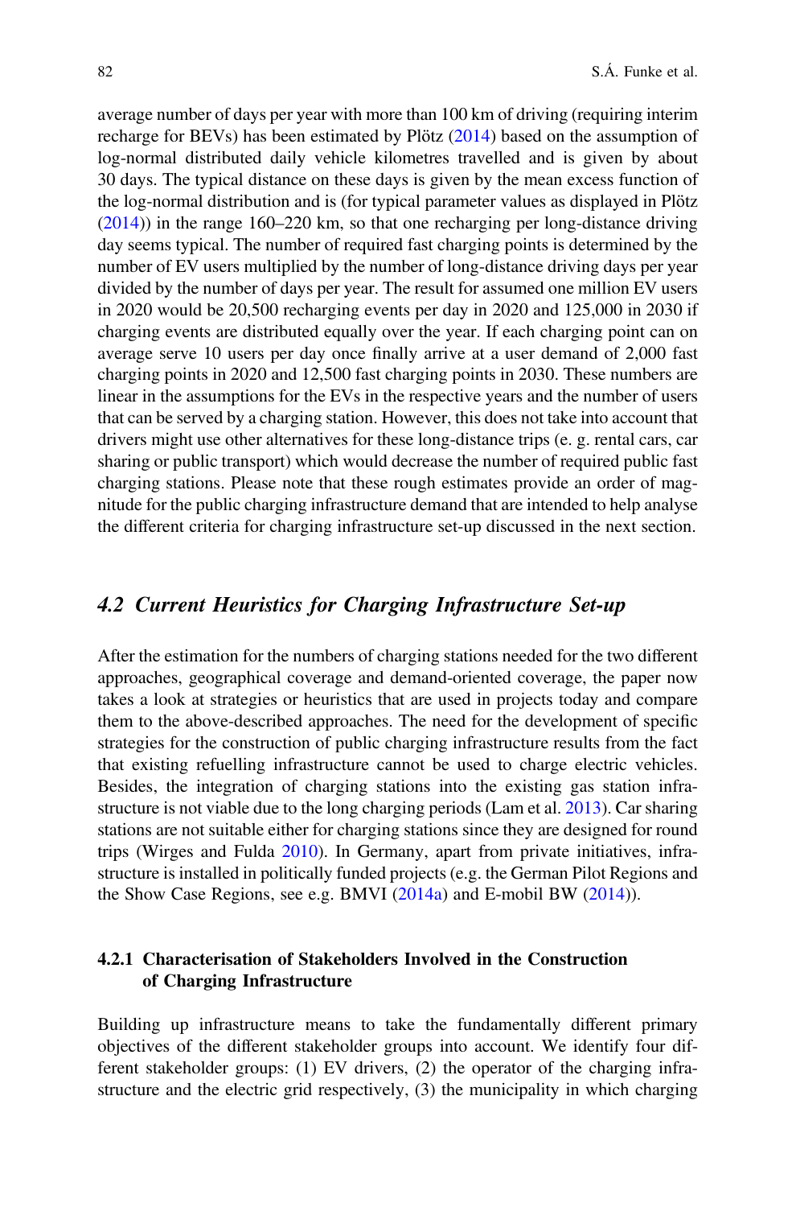average number of days per year with more than 100 km of driving (requiring interim recharge for BEVs) has been estimated by Plötz (2014) based on the assumption of log-normal distributed daily vehicle kilometres travelled and is given by about 30 days. The typical distance on these days is given by the mean excess function of the log-normal distribution and is (for typical parameter values as displayed in Plötz (2014)) in the range 160–220 km, so that one recharging per long-distance driving day seems typical. The number of required fast charging points is determined by the number of EV users multiplied by the number of long-distance driving days per year divided by the number of days per year. The result for assumed one million EV users in 2020 would be 20,500 recharging events per day in 2020 and 125,000 in 2030 if charging events are distributed equally over the year. If each charging point can on average serve 10 users per day once finally arrive at a user demand of 2,000 fast charging points in 2020 and 12,500 fast charging points in 2030. These numbers are linear in the assumptions for the EVs in the respective years and the number of users that can be served by a charging station. However, this does not take into account that drivers might use other alternatives for these long-distance trips (e. g. rental cars, car sharing or public transport) which would decrease the number of required public fast charging stations. Please note that these rough estimates provide an order of magnitude for the public charging infrastructure demand that are intended to help analyse the different criteria for charging infrastructure set-up discussed in the next section.

## *4.2 Current Heuristics for Charging Infrastructure Set-up*

After the estimation for the numbers of charging stations needed for the two different approaches, geographical coverage and demand-oriented coverage, the paper now takes a look at strategies or heuristics that are used in projects today and compare them to the above-described approaches. The need for the development of specific strategies for the construction of public charging infrastructure results from the fact that existing refuelling infrastructure cannot be used to charge electric vehicles. Besides, the integration of charging stations into the existing gas station infrastructure is not viable due to the long charging periods (Lam et al. 2013). Car sharing stations are not suitable either for charging stations since they are designed for round trips (Wirges and Fulda 2010). In Germany, apart from private initiatives, infrastructure is installed in politically funded projects (e.g. the German Pilot Regions and the Show Case Regions, see e.g. BMVI (2014a) and E-mobil BW (2014)).

### 4.2.1 Characterisation of Stakeholders Involved in the Construction of Charging Infrastructure

Building up infrastructure means to take the fundamentally different primary objectives of the different stakeholder groups into account. We identify four different stakeholder groups: (1) EV drivers, (2) the operator of the charging infrastructure and the electric grid respectively, (3) the municipality in which charging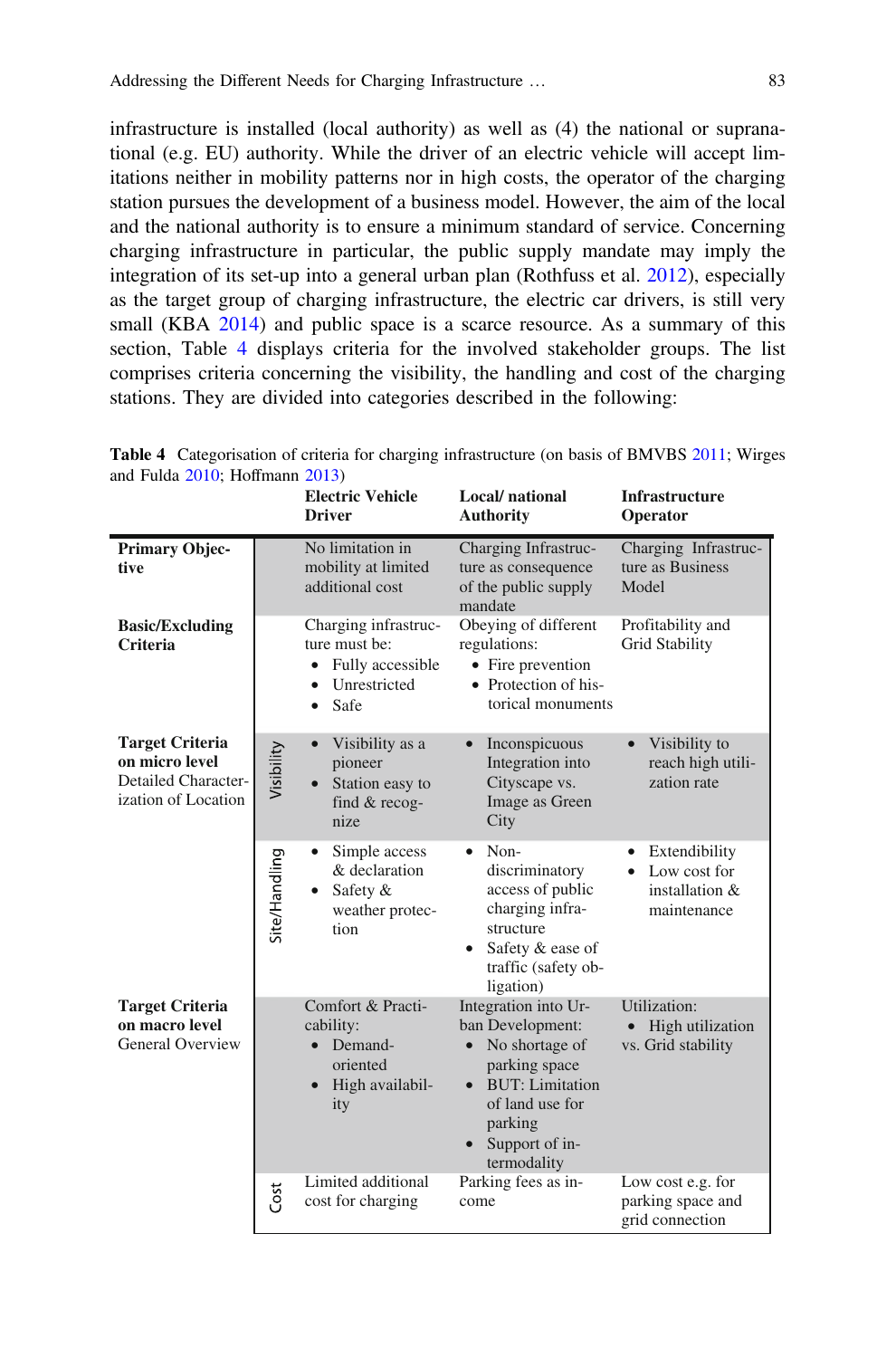infrastructure is installed (local authority) as well as (4) the national or supranational (e.g. EU) authority. While the driver of an electric vehicle will accept limitations neither in mobility patterns nor in high costs, the operator of the charging station pursues the development of a business model. However, the aim of the local and the national authority is to ensure a minimum standard of service. Concerning charging infrastructure in particular, the public supply mandate may imply the integration of its set-up into a general urban plan (Rothfuss et al. 2012), especially as the target group of charging infrastructure, the electric car drivers, is still very small (KBA 2014) and public space is a scarce resource. As a summary of this section, Table 4 displays criteria for the involved stakeholder groups. The list comprises criteria concerning the visibility, the handling and cost of the charging stations. They are divided into categories described in the following:

**Table 4** Categorisation of criteria for charging infrastructure (on basis of BMVBS 2011; Wirges and Fulda 2010; Hoffmann 2013)

| | | **Electric Vehicle Driver** | **Local/ national Authority** | **Infrastructure Operator** |
|---|---|---|---|---|
| **Primary Objective** | | No limitation in mobility at limited additional cost | Charging Infrastructure as consequence of the public supply mandate | Charging Infrastructure as Business Model |
| **Basic/Excluding Criteria** | | Charging infrastructure must be: <br>• Fully accessible <br>• Unrestricted <br>• Safe | Obeying of different regulations: <br>• Fire prevention <br>• Protection of historical monuments | Profitability and Grid Stability |
| **Target Criteria on micro level** Detailed Characterization of Location | Visibility | • Visibility as a pioneer <br>• Station easy to find & recognize | • Inconspicuous Integration into Cityscape vs. Image as Green City | • Visibility to reach high utilization rate |
| | Site/Handling | • Simple access & declaration <br>• Safety & weather protection | • Non-discriminatory access of public charging infrastructure <br>• Safety & ease of traffic (safety obligation) | • Extendibility <br>• Low cost for installation & maintenance |
| **Target Criteria on macro level** General Overview | | Comfort & Practicability: <br>• Demand-oriented <br>• High availability | Integration into Urban Development: <br>• No shortage of parking space <br>• BUT: Limitation of land use for parking <br>• Support of intermodality | Utilization: <br>• High utilization <br>vs. Grid stability |
| | Cost | Limited additional cost for charging | Parking fees as income | Low cost e.g. for parking space and grid connection |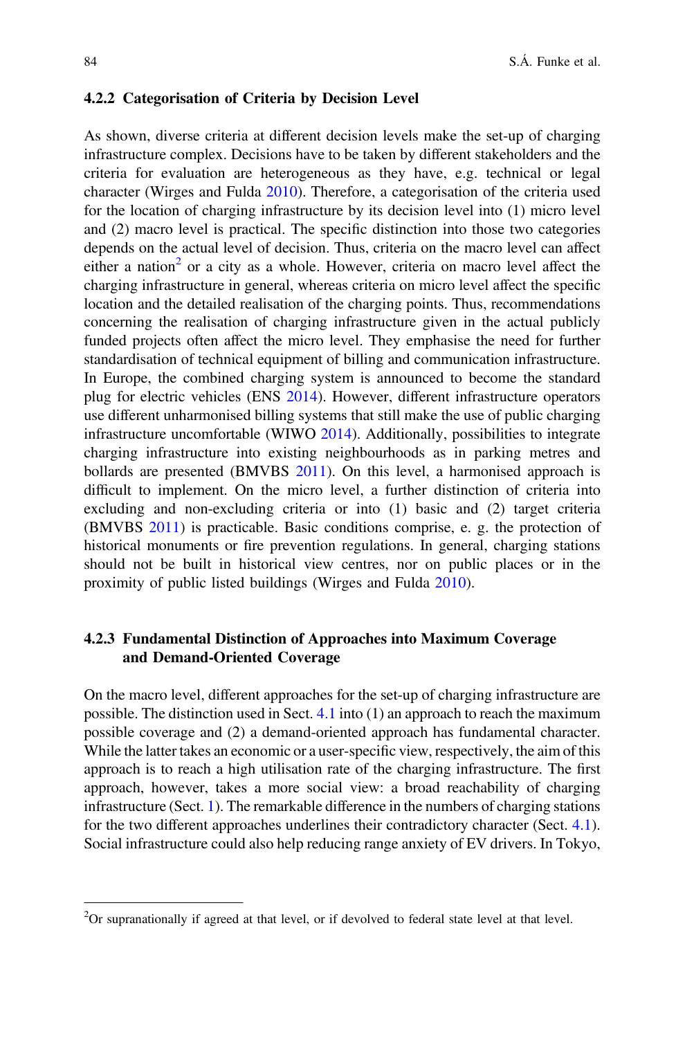### 4.2.2 Categorisation of Criteria by Decision Level

As shown, diverse criteria at different decision levels make the set-up of charging infrastructure complex. Decisions have to be taken by different stakeholders and the criteria for evaluation are heterogeneous as they have, e.g. technical or legal character (Wirges and Fulda 2010). Therefore, a categorisation of the criteria used for the location of charging infrastructure by its decision level into (1) micro level and (2) macro level is practical. The specific distinction into those two categories depends on the actual level of decision. Thus, criteria on the macro level can affect either a nation[2] or a city as a whole. However, criteria on macro level affect the charging infrastructure in general, whereas criteria on micro level affect the specific location and the detailed realisation of the charging points. Thus, recommendations concerning the realisation of charging infrastructure given in the actual publicly funded projects often affect the micro level. They emphasise the need for further standardisation of technical equipment of billing and communication infrastructure. In Europe, the combined charging system is announced to become the standard plug for electric vehicles (ENS 2014). However, different infrastructure operators use different unharmonised billing systems that still make the use of public charging infrastructure uncomfortable (WIWO 2014). Additionally, possibilities to integrate charging infrastructure into existing neighbourhoods as in parking metres and bollards are presented (BMVBS 2011). On this level, a harmonised approach is difficult to implement. On the micro level, a further distinction of criteria into excluding and non-excluding criteria or into (1) basic and (2) target criteria (BMVBS 2011) is practicable. Basic conditions comprise, e. g. the protection of historical monuments or fire prevention regulations. In general, charging stations should not be built in historical view centres, nor on public places or in the proximity of public listed buildings (Wirges and Fulda 2010).

### 4.2.3 Fundamental Distinction of Approaches into Maximum Coverage and Demand-Oriented Coverage

On the macro level, different approaches for the set-up of charging infrastructure are possible. The distinction used in Sect. 4.1 into (1) an approach to reach the maximum possible coverage and (2) a demand-oriented approach has fundamental character. While the latter takes an economic or a user-specific view, respectively, the aim of this approach is to reach a high utilisation rate of the charging infrastructure. The first approach, however, takes a more social view: a broad reachability of charging infrastructure (Sect. 1). The remarkable difference in the numbers of charging stations for the two different approaches underlines their contradictory character (Sect. 4.1). Social infrastructure could also help reducing range anxiety of EV drivers. In Tokyo,

---

[2] Or supranationally if agreed at that level, or if devolved to federal state level at that level.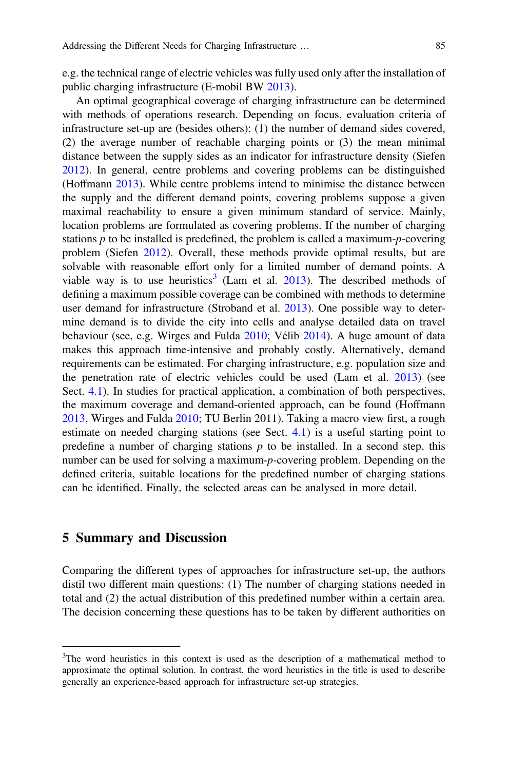e.g. the technical range of electric vehicles was fully used only after the installation of public charging infrastructure (E-mobil BW 2013).

An optimal geographical coverage of charging infrastructure can be determined with methods of operations research. Depending on focus, evaluation criteria of infrastructure set-up are (besides others): (1) the number of demand sides covered, (2) the average number of reachable charging points or (3) the mean minimal distance between the supply sides as an indicator for infrastructure density (Siefen 2012). In general, centre problems and covering problems can be distinguished (Hoffmann 2013). While centre problems intend to minimise the distance between the supply and the different demand points, covering problems suppose a given maximal reachability to ensure a given minimum standard of service. Mainly, location problems are formulated as covering problems. If the number of charging stations $p$ to be installed is predefined, the problem is called a maximum-$p$-covering problem (Siefen 2012). Overall, these methods provide optimal results, but are solvable with reasonable effort only for a limited number of demand points. A viable way is to use heuristics[3] (Lam et al. 2013). The described methods of defining a maximum possible coverage can be combined with methods to determine user demand for infrastructure (Stroband et al. 2013). One possible way to determine demand is to divide the city into cells and analyse detailed data on travel behaviour (see, e.g. Wirges and Fulda 2010; Vélib 2014). A huge amount of data makes this approach time-intensive and probably costly. Alternatively, demand requirements can be estimated. For charging infrastructure, e.g. population size and the penetration rate of electric vehicles could be used (Lam et al. 2013) (see Sect. 4.1). In studies for practical application, a combination of both perspectives, the maximum coverage and demand-oriented approach, can be found (Hoffmann 2013, Wirges and Fulda 2010; TU Berlin 2011). Taking a macro view first, a rough estimate on needed charging stations (see Sect. 4.1) is a useful starting point to predefine a number of charging stations $p$ to be installed. In a second step, this number can be used for solving a maximum-$p$-covering problem. Depending on the defined criteria, suitable locations for the predefined number of charging stations can be identified. Finally, the selected areas can be analysed in more detail.

## 5 Summary and Discussion

Comparing the different types of approaches for infrastructure set-up, the authors distil two different main questions: (1) The number of charging stations needed in total and (2) the actual distribution of this predefined number within a certain area. The decision concerning these questions has to be taken by different authorities on

[3]The word heuristics in this context is used as the description of a mathematical method to approximate the optimal solution. In contrast, the word heuristics in the title is used to describe generally an experience-based approach for infrastructure set-up strategies.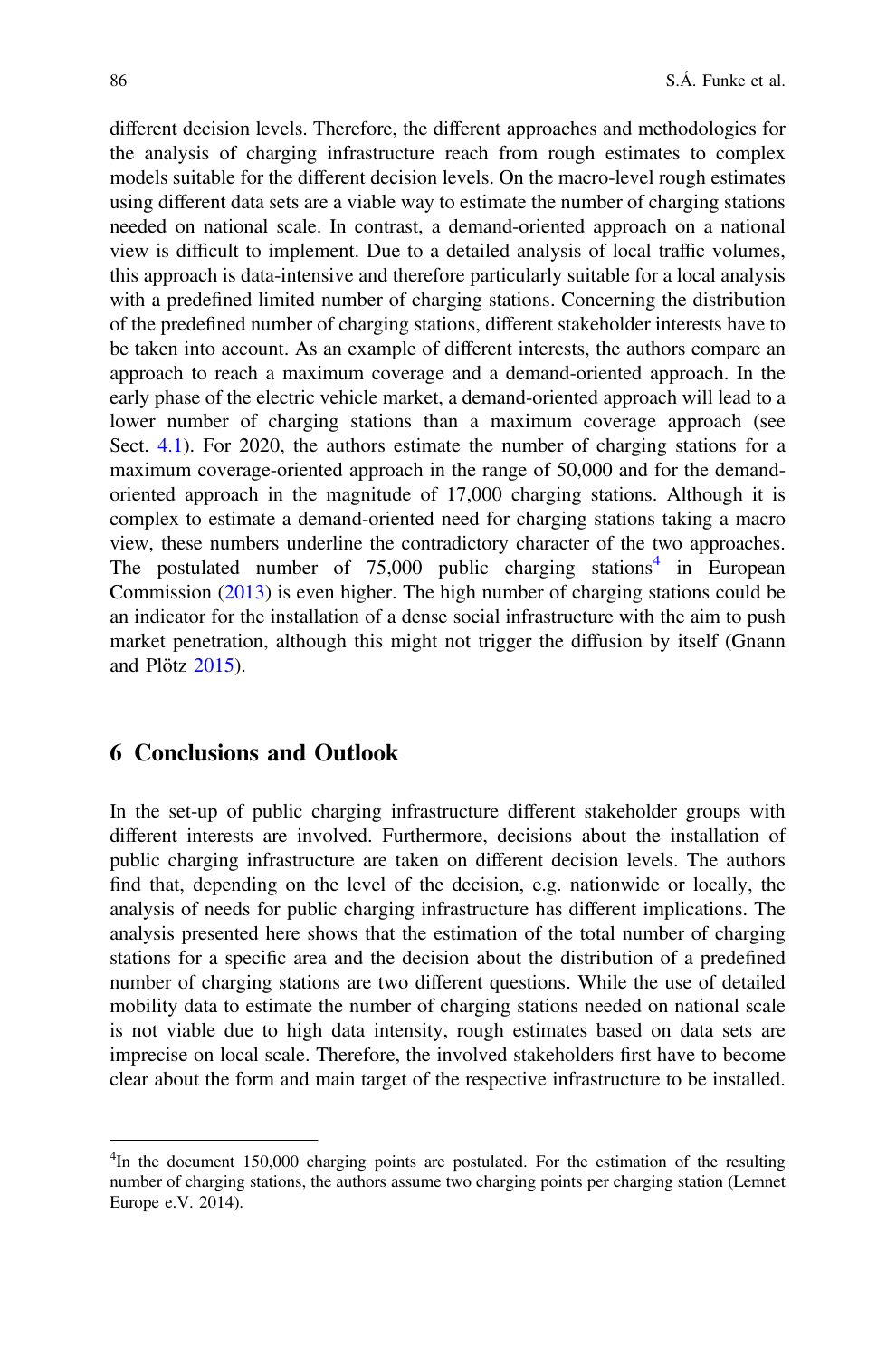different decision levels. Therefore, the different approaches and methodologies for the analysis of charging infrastructure reach from rough estimates to complex models suitable for the different decision levels. On the macro-level rough estimates using different data sets are a viable way to estimate the number of charging stations needed on national scale. In contrast, a demand-oriented approach on a national view is difficult to implement. Due to a detailed analysis of local traffic volumes, this approach is data-intensive and therefore particularly suitable for a local analysis with a predefined limited number of charging stations. Concerning the distribution of the predefined number of charging stations, different stakeholder interests have to be taken into account. As an example of different interests, the authors compare an approach to reach a maximum coverage and a demand-oriented approach. In the early phase of the electric vehicle market, a demand-oriented approach will lead to a lower number of charging stations than a maximum coverage approach (see Sect. 4.1). For 2020, the authors estimate the number of charging stations for a maximum coverage-oriented approach in the range of 50,000 and for the demand-oriented approach in the magnitude of 17,000 charging stations. Although it is complex to estimate a demand-oriented need for charging stations taking a macro view, these numbers underline the contradictory character of the two approaches. The postulated number of 75,000 public charging stations[4] in European Commission (2013) is even higher. The high number of charging stations could be an indicator for the installation of a dense social infrastructure with the aim to push market penetration, although this might not trigger the diffusion by itself (Gnann and Plötz 2015).

## 6 Conclusions and Outlook

In the set-up of public charging infrastructure different stakeholder groups with different interests are involved. Furthermore, decisions about the installation of public charging infrastructure are taken on different decision levels. The authors find that, depending on the level of the decision, e.g. nationwide or locally, the analysis of needs for public charging infrastructure has different implications. The analysis presented here shows that the estimation of the total number of charging stations for a specific area and the decision about the distribution of a predefined number of charging stations are two different questions. While the use of detailed mobility data to estimate the number of charging stations needed on national scale is not viable due to high data intensity, rough estimates based on data sets are imprecise on local scale. Therefore, the involved stakeholders first have to become clear about the form and main target of the respective infrastructure to be installed.

---

[4] In the document 150,000 charging points are postulated. For the estimation of the resulting number of charging stations, the authors assume two charging points per charging station (Lemnet Europe e.V. 2014).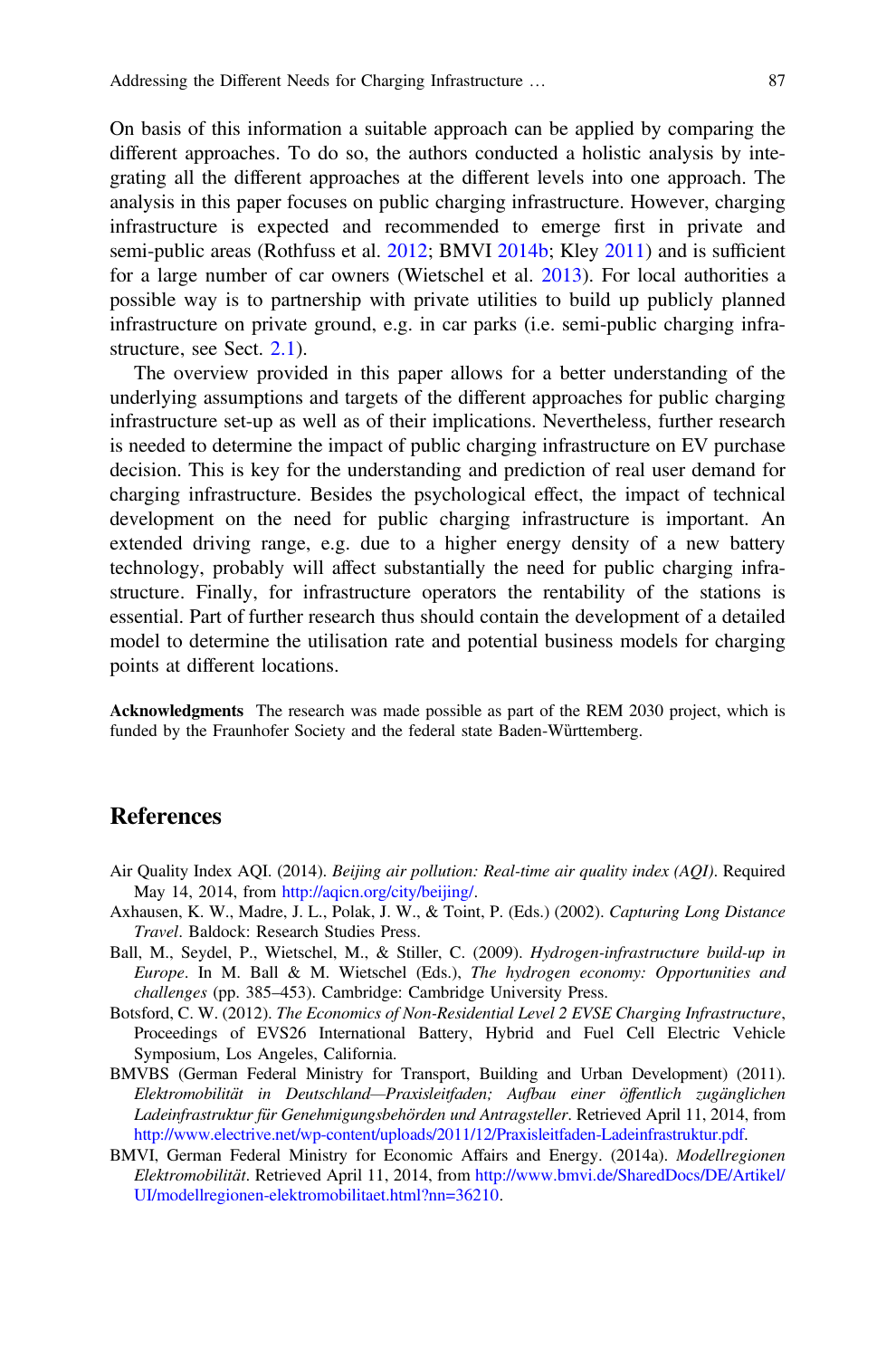On basis of this information a suitable approach can be applied by comparing the different approaches. To do so, the authors conducted a holistic analysis by integrating all the different approaches at the different levels into one approach. The analysis in this paper focuses on public charging infrastructure. However, charging infrastructure is expected and recommended to emerge first in private and semi-public areas (Rothfuss et al. 2012; BMVI 2014b; Kley 2011) and is sufficient for a large number of car owners (Wietschel et al. 2013). For local authorities a possible way is to partnership with private utilities to build up publicly planned infrastructure on private ground, e.g. in car parks (i.e. semi-public charging infrastructure, see Sect. 2.1).

The overview provided in this paper allows for a better understanding of the underlying assumptions and targets of the different approaches for public charging infrastructure set-up as well as of their implications. Nevertheless, further research is needed to determine the impact of public charging infrastructure on EV purchase decision. This is key for the understanding and prediction of real user demand for charging infrastructure. Besides the psychological effect, the impact of technical development on the need for public charging infrastructure is important. An extended driving range, e.g. due to a higher energy density of a new battery technology, probably will affect substantially the need for public charging infrastructure. Finally, for infrastructure operators the rentability of the stations is essential. Part of further research thus should contain the development of a detailed model to determine the utilisation rate and potential business models for charging points at different locations.

**Acknowledgments** The research was made possible as part of the REM 2030 project, which is funded by the Fraunhofer Society and the federal state Baden-Württemberg.

## References

Air Quality Index AQI. (2014). *Beijing air pollution: Real-time air quality index (AQI)*. Required May 14, 2014, from http://aqicn.org/city/beijing/.

Axhausen, K. W., Madre, J. L., Polak, J. W., & Toint, P. (Eds.) (2002). *Capturing Long Distance Travel*. Baldock: Research Studies Press.

Ball, M., Seydel, P., Wietschel, M., & Stiller, C. (2009). *Hydrogen-infrastructure build-up in Europe*. In M. Ball & M. Wietschel (Eds.), *The hydrogen economy: Opportunities and challenges* (pp. 385–453). Cambridge: Cambridge University Press.

Botsford, C. W. (2012). *The Economics of Non-Residential Level 2 EVSE Charging Infrastructure*, Proceedings of EVS26 International Battery, Hybrid and Fuel Cell Electric Vehicle Symposium, Los Angeles, California.

BMVBS (German Federal Ministry for Transport, Building and Urban Development) (2011). *Elektromobilität in Deutschland—Praxisleitfaden; Aufbau einer öffentlich zugänglichen Ladeinfrastruktur für Genehmigungsbehörden und Antragsteller*. Retrieved April 11, 2014, from http://www.electrive.net/wp-content/uploads/2011/12/Praxisleitfaden-Ladeinfrastruktur.pdf.

BMVI, German Federal Ministry for Economic Affairs and Energy. (2014a). *Modellregionen Elektromobilität*. Retrieved April 11, 2014, from http://www.bmvi.de/SharedDocs/DE/Artikel/UI/modellregionen-elektromobilitaet.html?nn=36210.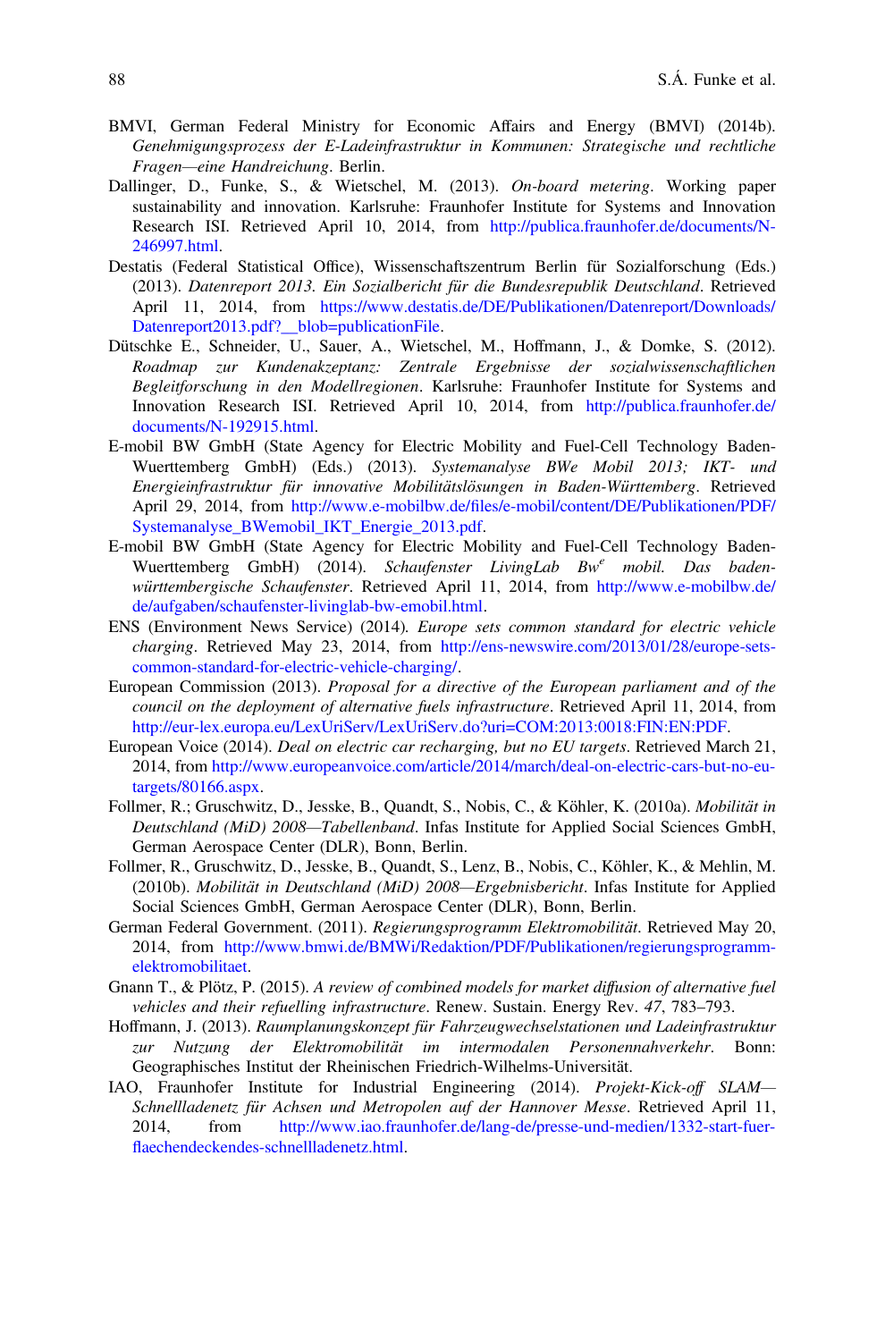BMVI, German Federal Ministry for Economic Affairs and Energy (BMVI) (2014b). *Genehmigungsprozess der E-Ladeinfrastruktur in Kommunen: Strategische und rechtliche Fragen—eine Handreichung*. Berlin.

Dallinger, D., Funke, S., & Wietschel, M. (2013). *On-board metering*. Working paper sustainability and innovation. Karlsruhe: Fraunhofer Institute for Systems and Innovation Research ISI. Retrieved April 10, 2014, from http://publica.fraunhofer.de/documents/N-246997.html.

Destatis (Federal Statistical Office), Wissenschaftszentrum Berlin für Sozialforschung (Eds.) (2013). *Datenreport 2013. Ein Sozialbericht für die Bundesrepublik Deutschland*. Retrieved April 11, 2014, from https://www.destatis.de/DE/Publikationen/Datenreport/Downloads/Datenreport2013.pdf?__blob=publicationFile.

Dütschke E., Schneider, U., Sauer, A., Wietschel, M., Hoffmann, J., & Domke, S. (2012). *Roadmap zur Kundenakzeptanz: Zentrale Ergebnisse der sozialwissenschaftlichen Begleitforschung in den Modellregionen*. Karlsruhe: Fraunhofer Institute for Systems and Innovation Research ISI. Retrieved April 10, 2014, from http://publica.fraunhofer.de/documents/N-192915.html.

E-mobil BW GmbH (State Agency for Electric Mobility and Fuel-Cell Technology Baden-Wuerttemberg GmbH) (Eds.) (2013). *Systemanalyse BWe Mobil 2013; IKT- und Energieinfrastruktur für innovative Mobilitätslösungen in Baden-Württemberg*. Retrieved April 29, 2014, from http://www.e-mobilbw.de/files/e-mobil/content/DE/Publikationen/PDF/Systemanalyse_BWemobil_IKT_Energie_2013.pdf.

E-mobil BW GmbH (State Agency for Electric Mobility and Fuel-Cell Technology Baden-Wuerttemberg GmbH) (2014). *Schaufenster LivingLab Bw[e] mobil. Das baden-württembergische Schaufenster*. Retrieved April 11, 2014, from http://www.e-mobilbw.de/de/aufgaben/schaufenster-livinglab-bw-emobil.html.

ENS (Environment News Service) (2014). *Europe sets common standard for electric vehicle charging*. Retrieved May 23, 2014, from http://ens-newswire.com/2013/01/28/europe-sets-common-standard-for-electric-vehicle-charging/.

European Commission (2013). *Proposal for a directive of the European parliament and of the council on the deployment of alternative fuels infrastructure*. Retrieved April 11, 2014, from http://eur-lex.europa.eu/LexUriServ/LexUriServ.do?uri=COM:2013:0018:FIN:EN:PDF.

European Voice (2014). *Deal on electric car recharging, but no EU targets*. Retrieved March 21, 2014, from http://www.europeanvoice.com/article/2014/march/deal-on-electric-cars-but-no-eu-targets/80166.aspx.

Follmer, R.; Gruschwitz, D., Jesske, B., Quandt, S., Nobis, C., & Köhler, K. (2010a). *Mobilität in Deutschland (MiD) 2008—Tabellenband*. Infas Institute for Applied Social Sciences GmbH, German Aerospace Center (DLR), Bonn, Berlin.

Follmer, R., Gruschwitz, D., Jesske, B., Quandt, S., Lenz, B., Nobis, C., Köhler, K., & Mehlin, M. (2010b). *Mobilität in Deutschland (MiD) 2008—Ergebnisbericht*. Infas Institute for Applied Social Sciences GmbH, German Aerospace Center (DLR), Bonn, Berlin.

German Federal Government. (2011). *Regierungsprogramm Elektromobilität*. Retrieved May 20, 2014, from http://www.bmwi.de/BMWi/Redaktion/PDF/Publikationen/regierungsprogramm-elektromobilitaet.

Gnann T., & Plötz, P. (2015). *A review of combined models for market diffusion of alternative fuel vehicles and their refuelling infrastructure*. Renew. Sustain. Energy Rev. *47*, 783–793.

Hoffmann, J. (2013). *Raumplanungskonzept für Fahrzeugwechselstationen und Ladeinfrastruktur zur Nutzung der Elektromobilität im intermodalen Personennahverkehr*. Bonn: Geographisches Institut der Rheinischen Friedrich-Wilhelms-Universität.

IAO, Fraunhofer Institute for Industrial Engineering (2014). *Projekt-Kick-off SLAM—Schnellladenetz für Achsen und Metropolen auf der Hannover Messe*. Retrieved April 11, 2014, from http://www.iao.fraunhofer.de/lang-de/presse-und-medien/1332-start-fuer-flaechendeckendes-schnellladenetz.html.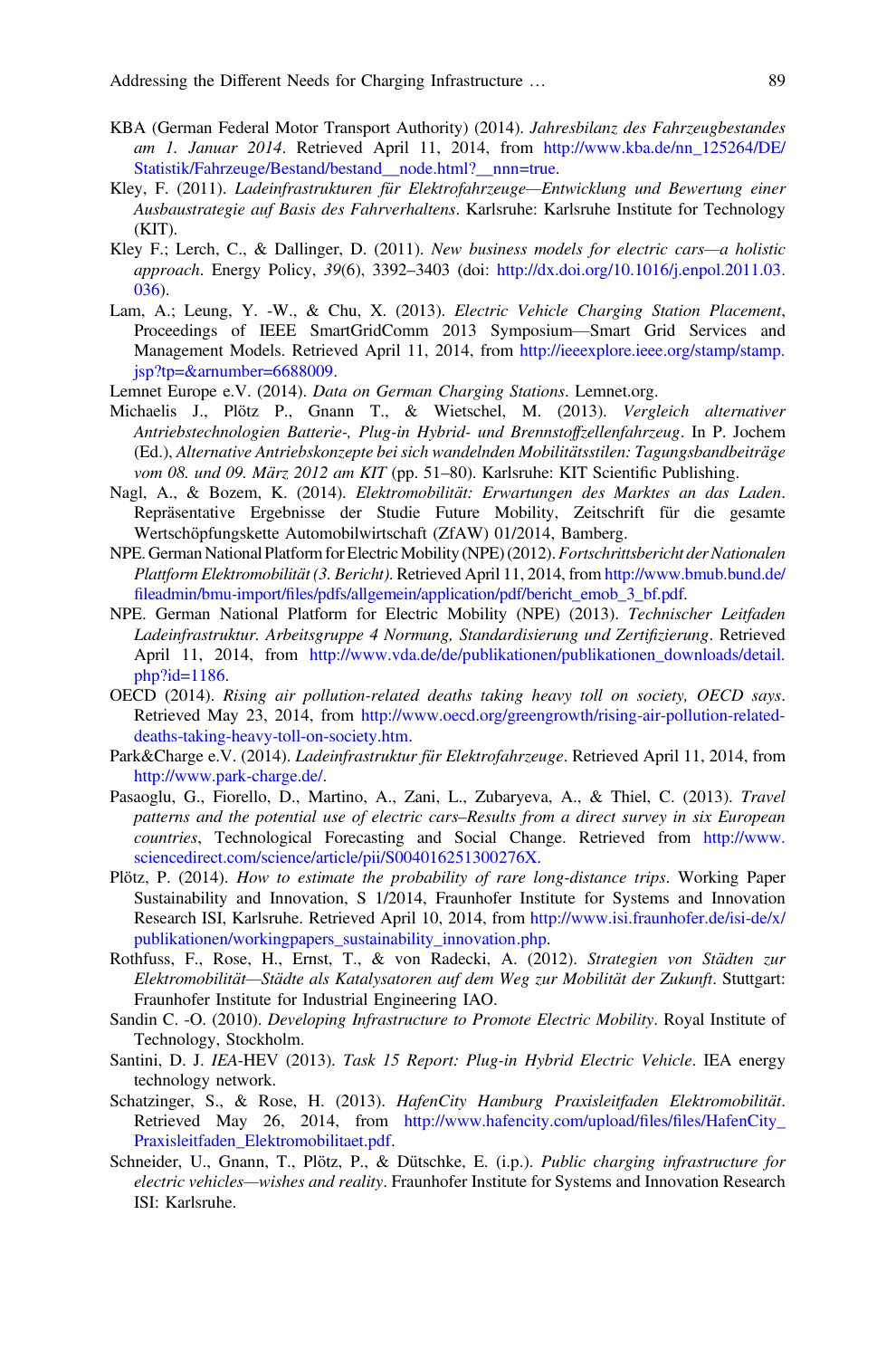KBA (German Federal Motor Transport Authority) (2014). *Jahresbilanz des Fahrzeugbestandes am 1. Januar 2014*. Retrieved April 11, 2014, from http://www.kba.de/nn_125264/DE/Statistik/Fahrzeuge/Bestand/bestand__node.html?__nnn=true.

Kley, F. (2011). *Ladeinfrastrukturen für Elektrofahrzeuge—Entwicklung und Bewertung einer Ausbaustrategie auf Basis des Fahrverhaltens*. Karlsruhe: Karlsruhe Institute for Technology (KIT).

Kley F.; Lerch, C., & Dallinger, D. (2011). *New business models for electric cars—a holistic approach*. Energy Policy, *39*(6), 3392–3403 (doi: http://dx.doi.org/10.1016/j.enpol.2011.03.036).

Lam, A.; Leung, Y. -W., & Chu, X. (2013). *Electric Vehicle Charging Station Placement*, Proceedings of IEEE SmartGridComm 2013 Symposium—Smart Grid Services and Management Models. Retrieved April 11, 2014, from http://ieeexplore.ieee.org/stamp/stamp.jsp?tp=&arnumber=6688009.

Lemnet Europe e.V. (2014). *Data on German Charging Stations*. Lemnet.org.

Michaelis J., Plötz P., Gnann T., & Wietschel, M. (2013). *Vergleich alternativer Antriebstechnologien Batterie-, Plug-in Hybrid- und Brennstoffzellenfahrzeug*. In P. Jochem (Ed.), *Alternative Antriebskonzepte bei sich wandelnden Mobilitätsstilen: Tagungsbandbeiträge vom 08. und 09. März 2012 am KIT* (pp. 51–80). Karlsruhe: KIT Scientific Publishing.

Nagl, A., & Bozem, K. (2014). *Elektromobilität: Erwartungen des Marktes an das Laden*. Repräsentative Ergebnisse der Studie Future Mobility, Zeitschrift für die gesamte Wertschöpfungskette Automobilwirtschaft (ZfAW) 01/2014, Bamberg.

NPE. German National Platform for Electric Mobility (NPE) (2012). *Fortschrittsbericht der Nationalen Plattform Elektromobilität (3. Bericht)*. Retrieved April 11, 2014, from http://www.bmub.bund.de/fileadmin/bmu-import/files/pdfs/allgemein/application/pdf/bericht_emob_3_bf.pdf.

NPE. German National Platform for Electric Mobility (NPE) (2013). *Technischer Leitfaden Ladeinfrastruktur. Arbeitsgruppe 4 Normung, Standardisierung und Zertifizierung*. Retrieved April 11, 2014, from http://www.vda.de/de/publikationen/publikationen_downloads/detail.php?id=1186.

OECD (2014). *Rising air pollution-related deaths taking heavy toll on society, OECD says*. Retrieved May 23, 2014, from http://www.oecd.org/greengrowth/rising-air-pollution-related-deaths-taking-heavy-toll-on-society.htm.

Park&Charge e.V. (2014). *Ladeinfrastruktur für Elektrofahrzeuge*. Retrieved April 11, 2014, from http://www.park-charge.de/.

Pasaoglu, G., Fiorello, D., Martino, A., Zani, L., Zubaryeva, A., & Thiel, C. (2013). *Travel patterns and the potential use of electric cars–Results from a direct survey in six European countries*, Technological Forecasting and Social Change. Retrieved from http://www.sciencedirect.com/science/article/pii/S004016251300276X.

Plötz, P. (2014). *How to estimate the probability of rare long-distance trips*. Working Paper Sustainability and Innovation, S 1/2014, Fraunhofer Institute for Systems and Innovation Research ISI, Karlsruhe. Retrieved April 10, 2014, from http://www.isi.fraunhofer.de/isi-de/x/publikationen/workingpapers_sustainability_innovation.php.

Rothfuss, F., Rose, H., Ernst, T., & von Radecki, A. (2012). *Strategien von Städten zur Elektromobilität—Städte als Katalysatoren auf dem Weg zur Mobilität der Zukunft*. Stuttgart: Fraunhofer Institute for Industrial Engineering IAO.

Sandin C. -O. (2010). *Developing Infrastructure to Promote Electric Mobility*. Royal Institute of Technology, Stockholm.

Santini, D. J. *IEA*-HEV (2013). *Task 15 Report: Plug-in Hybrid Electric Vehicle*. IEA energy technology network.

Schatzinger, S., & Rose, H. (2013). *HafenCity Hamburg Praxisleitfaden Elektromobilität*. Retrieved May 26, 2014, from http://www.hafencity.com/upload/files/files/HafenCity_Praxisleitfaden_Elektromobilitaet.pdf.

Schneider, U., Gnann, T., Plötz, P., & Dütschke, E. (i.p.). *Public charging infrastructure for electric vehicles—wishes and reality*. Fraunhofer Institute for Systems and Innovation Research ISI: Karlsruhe.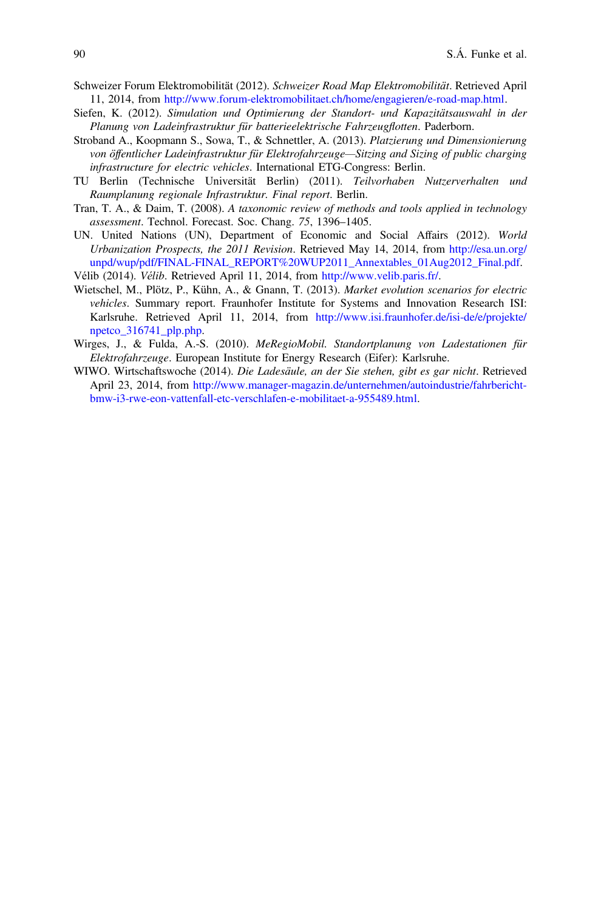Schweizer Forum Elektromobilität (2012). *Schweizer Road Map Elektromobilität*. Retrieved April 11, 2014, from http://www.forum-elektromobilitaet.ch/home/engagieren/e-road-map.html.

Siefen, K. (2012). *Simulation und Optimierung der Standort- und Kapazitätsauswahl in der Planung von Ladeinfrastruktur für batterieelektrische Fahrzeugflotten*. Paderborn.

Stroband A., Koopmann S., Sowa, T., & Schnettler, A. (2013). *Platzierung und Dimensionierung von öffentlicher Ladeinfrastruktur für Elektrofahrzeuge—Sitzing and Sizing of public charging infrastructure for electric vehicles*. International ETG-Congress: Berlin.

TU Berlin (Technische Universität Berlin) (2011). *Teilvorhaben Nutzerverhalten und Raumplanung regionale Infrastruktur. Final report*. Berlin.

Tran, T. A., & Daim, T. (2008). *A taxonomic review of methods and tools applied in technology assessment*. Technol. Forecast. Soc. Chang. *75*, 1396–1405.

UN. United Nations (UN), Department of Economic and Social Affairs (2012). *World Urbanization Prospects, the 2011 Revision*. Retrieved May 14, 2014, from http://esa.un.org/unpd/wup/pdf/FINAL-FINAL_REPORT%20WUP2011_Annextables_01Aug2012_Final.pdf.

Vélib (2014). *Vélib*. Retrieved April 11, 2014, from http://www.velib.paris.fr/.

Wietschel, M., Plötz, P., Kühn, A., & Gnann, T. (2013). *Market evolution scenarios for electric vehicles*. Summary report. Fraunhofer Institute for Systems and Innovation Research ISI: Karlsruhe. Retrieved April 11, 2014, from http://www.isi.fraunhofer.de/isi-de/e/projekte/npetco_316741_plp.php.

Wirges, J., & Fulda, A.-S. (2010). *MeRegioMobil. Standortplanung von Ladestationen für Elektrofahrzeuge*. European Institute for Energy Research (Eifer): Karlsruhe.

WIWO. Wirtschaftswoche (2014). *Die Ladesäule, an der Sie stehen, gibt es gar nicht*. Retrieved April 23, 2014, from http://www.manager-magazin.de/unternehmen/autoindustrie/fahrbericht-bmw-i3-rwe-eon-vattenfall-etc-verschlafen-e-mobilitaet-a-955489.html.